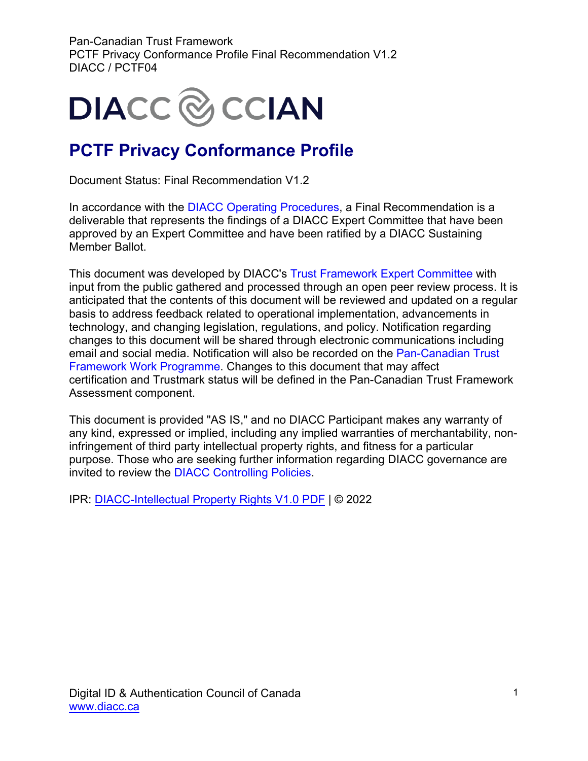# PCTF Privacy Conformance Profile

Document Status: Final Recommendation V1.2

In accordance with the DIACC Operating Procedures, a Final Recommendation is a deliverable that represents the findings of a DIACC Expert Committee that have been approved by an Expert Committee and have been ratified by a DIACC Sustaining Member Ballot.

This document was developed by DIACC's Trust Framework Expert Committee with input from the public gathered and processed through an open peer review process. It is anticipated that the contents of this document will be reviewed and updated on a regular basis to address feedback related to operational implementation, advancements in technology, and changing legislation, regulations, and policy. Notification regarding changes to this document will be shared through electronic communications including email and social media. Notification will also be recorded on the Pan-Canadian Trust Framework Work Programme. Changes to this document that may affect certification and Trustmark status will be defined in the Pan-Canadian Trust Framework Assessment component.

This document is provided "AS IS," and no DIACC Participant makes any warranty of any kind, expressed or implied, including any implied warranties of merchantability, non-infringement of third party intellectual property rights, and fitness for a particular purpose. Those who are seeking further information regarding DIACC governance are invited to review the DIACC Controlling Policies.

IPR: DIACC-Intellectual Property Rights V1.0 PDF | © 2022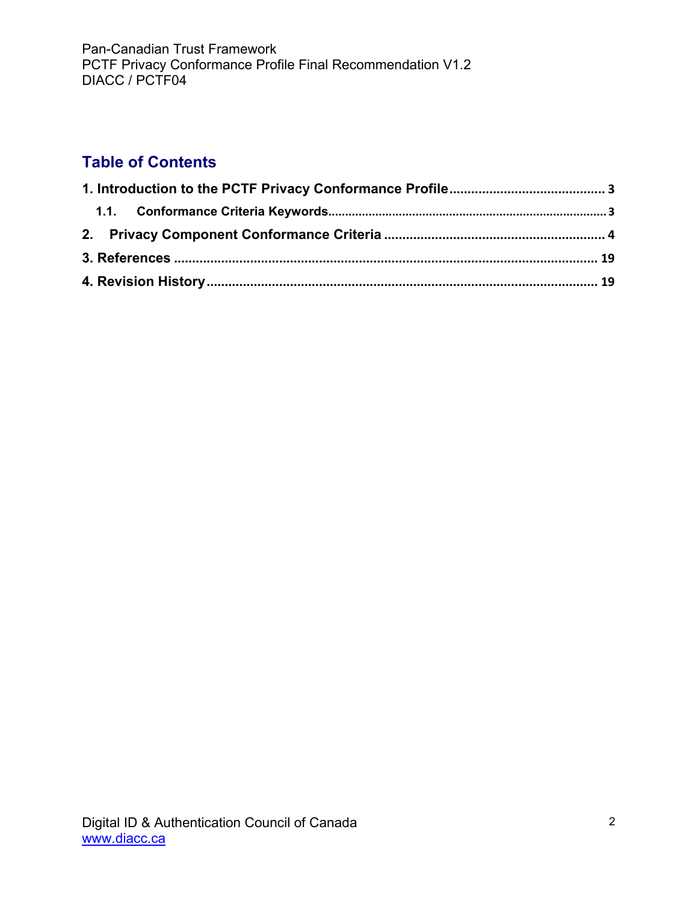## Table of Contents

1. Introduction to the PCTF Privacy Conformance Profile ... 3
   - 1.1. Conformance Criteria Keywords ... 3
2. Privacy Component Conformance Criteria ... 4
3. References ... 19
4. Revision History ... 19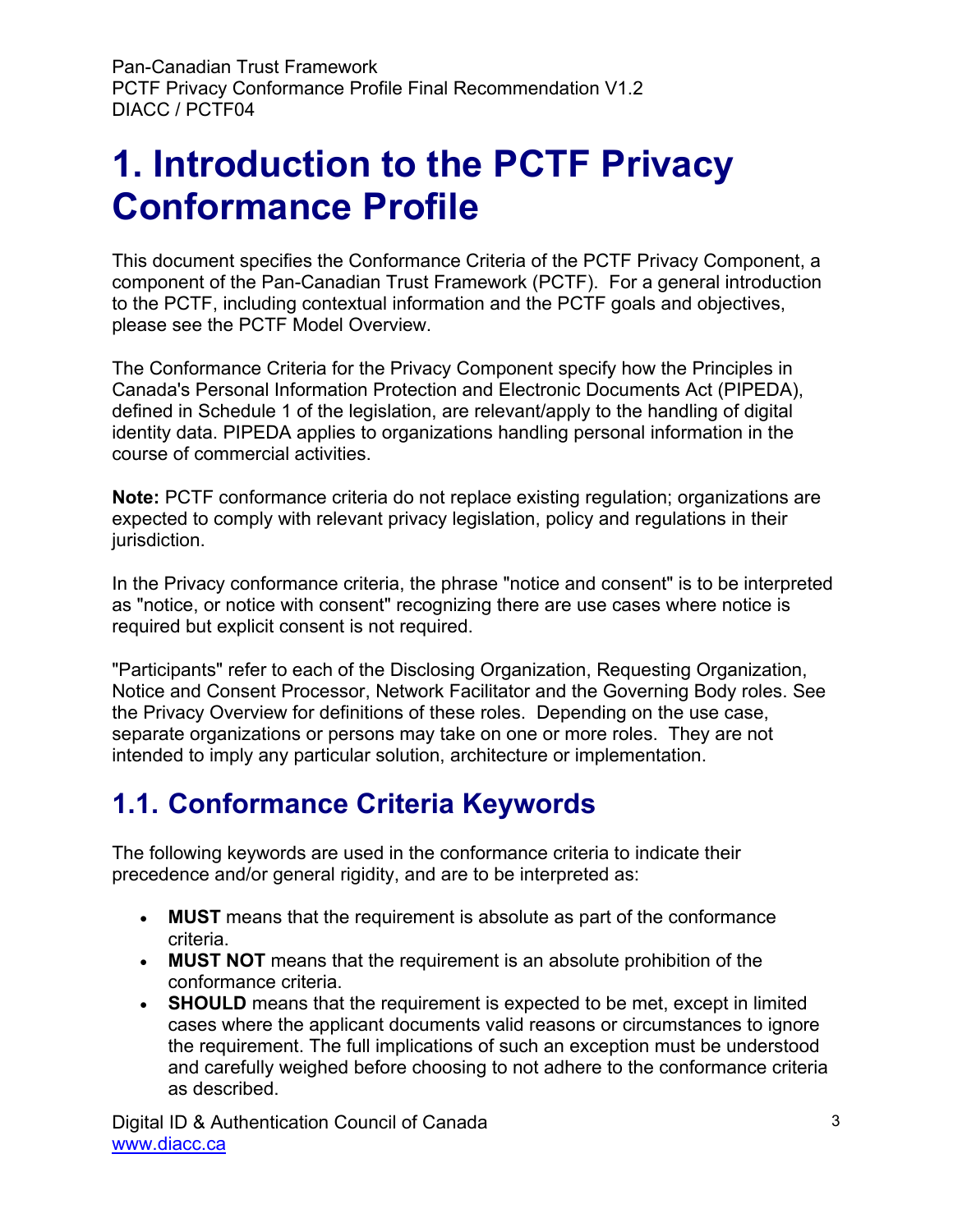# 1. Introduction to the PCTF Privacy Conformance Profile

This document specifies the Conformance Criteria of the PCTF Privacy Component, a component of the Pan-Canadian Trust Framework (PCTF). For a general introduction to the PCTF, including contextual information and the PCTF goals and objectives, please see the PCTF Model Overview.

The Conformance Criteria for the Privacy Component specify how the Principles in Canada's Personal Information Protection and Electronic Documents Act (PIPEDA), defined in Schedule 1 of the legislation, are relevant/apply to the handling of digital identity data. PIPEDA applies to organizations handling personal information in the course of commercial activities.

**Note:** PCTF conformance criteria do not replace existing regulation; organizations are expected to comply with relevant privacy legislation, policy and regulations in their jurisdiction.

In the Privacy conformance criteria, the phrase "notice and consent" is to be interpreted as "notice, or notice with consent" recognizing there are use cases where notice is required but explicit consent is not required.

"Participants" refer to each of the Disclosing Organization, Requesting Organization, Notice and Consent Processor, Network Facilitator and the Governing Body roles. See the Privacy Overview for definitions of these roles. Depending on the use case, separate organizations or persons may take on one or more roles. They are not intended to imply any particular solution, architecture or implementation.

## 1.1. Conformance Criteria Keywords

The following keywords are used in the conformance criteria to indicate their precedence and/or general rigidity, and are to be interpreted as:

- **MUST** means that the requirement is absolute as part of the conformance criteria.
- **MUST NOT** means that the requirement is an absolute prohibition of the conformance criteria.
- **SHOULD** means that the requirement is expected to be met, except in limited cases where the applicant documents valid reasons or circumstances to ignore the requirement. The full implications of such an exception must be understood and carefully weighed before choosing to not adhere to the conformance criteria as described.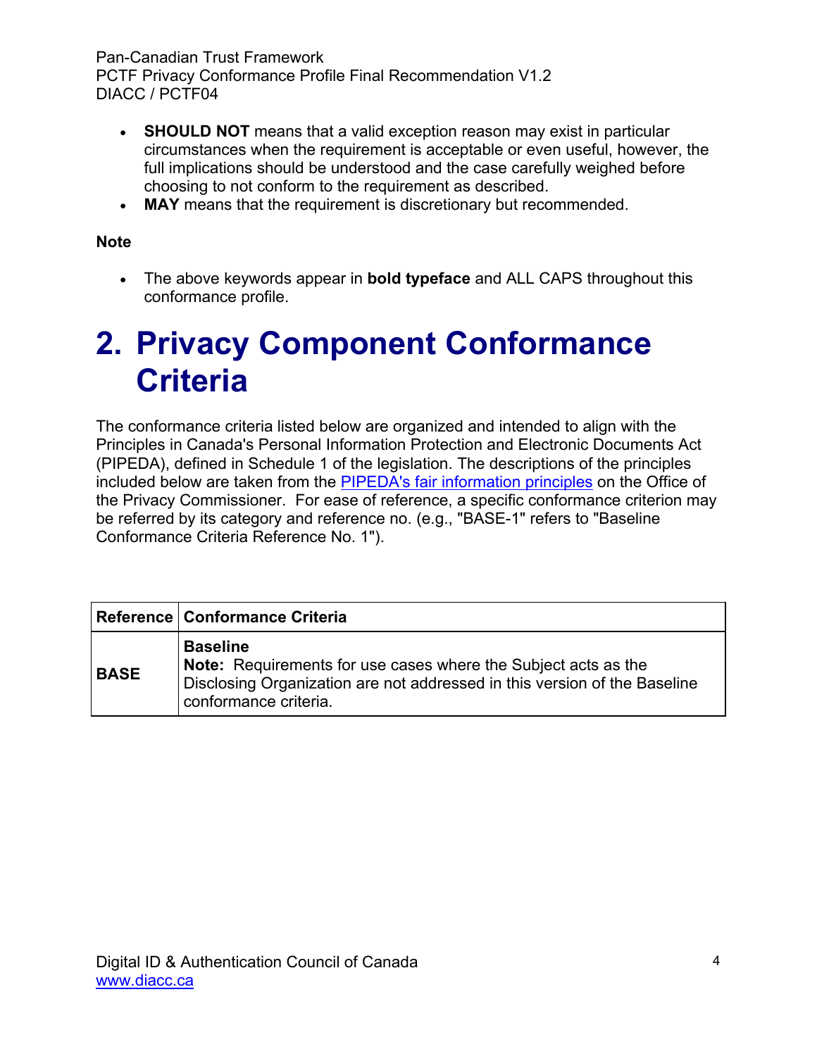- **SHOULD NOT** means that a valid exception reason may exist in particular circumstances when the requirement is acceptable or even useful, however, the full implications should be understood and the case carefully weighed before choosing to not conform to the requirement as described.
- **MAY** means that the requirement is discretionary but recommended.

**Note**

- The above keywords appear in **bold typeface** and ALL CAPS throughout this conformance profile.

# 2. Privacy Component Conformance Criteria

The conformance criteria listed below are organized and intended to align with the Principles in Canada's Personal Information Protection and Electronic Documents Act (PIPEDA), defined in Schedule 1 of the legislation. The descriptions of the principles included below are taken from the PIPEDA's fair information principles on the Office of the Privacy Commissioner. For ease of reference, a specific conformance criterion may be referred by its category and reference no. (e.g., "BASE-1" refers to "Baseline Conformance Criteria Reference No. 1").

| Reference | Conformance Criteria |
|---|---|
| **BASE** | **Baseline**<br>**Note:** Requirements for use cases where the Subject acts as the Disclosing Organization are not addressed in this version of the Baseline conformance criteria. |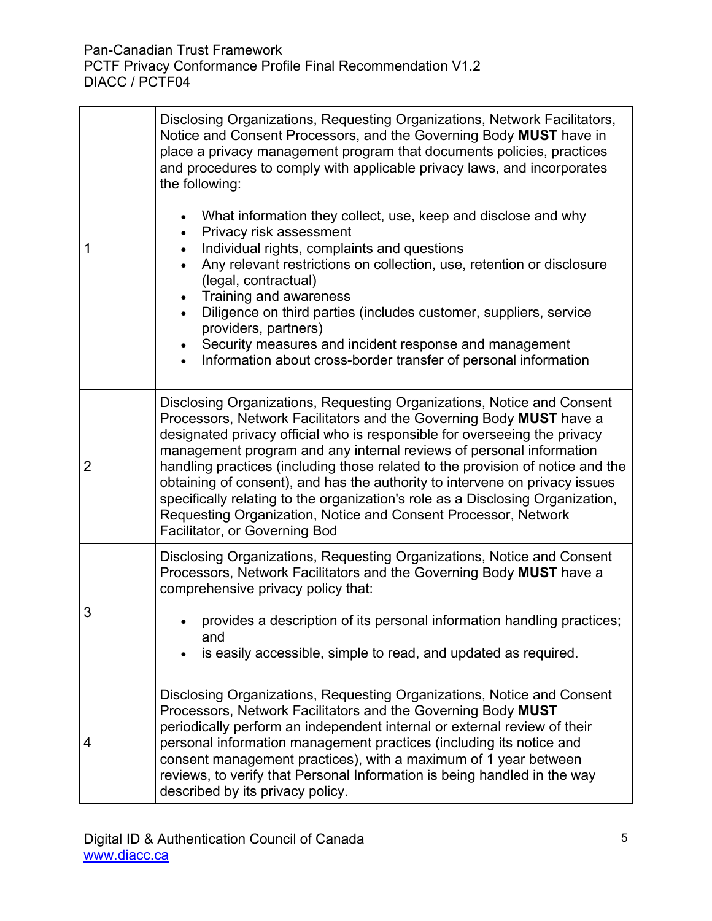| | |
|---|---|
| 1 | Disclosing Organizations, Requesting Organizations, Network Facilitators, Notice and Consent Processors, and the Governing Body **MUST** have in place a privacy management program that documents policies, practices and procedures to comply with applicable privacy laws, and incorporates the following:<br><br>• What information they collect, use, keep and disclose and why<br>• Privacy risk assessment<br>• Individual rights, complaints and questions<br>• Any relevant restrictions on collection, use, retention or disclosure (legal, contractual)<br>• Training and awareness<br>• Diligence on third parties (includes customer, suppliers, service providers, partners)<br>• Security measures and incident response and management<br>• Information about cross-border transfer of personal information |
| 2 | Disclosing Organizations, Requesting Organizations, Notice and Consent Processors, Network Facilitators and the Governing Body **MUST** have a designated privacy official who is responsible for overseeing the privacy management program and any internal reviews of personal information handling practices (including those related to the provision of notice and the obtaining of consent), and has the authority to intervene on privacy issues specifically relating to the organization's role as a Disclosing Organization, Requesting Organization, Notice and Consent Processor, Network Facilitator, or Governing Bod |
| 3 | Disclosing Organizations, Requesting Organizations, Notice and Consent Processors, Network Facilitators and the Governing Body **MUST** have a comprehensive privacy policy that:<br><br>• provides a description of its personal information handling practices; and<br>• is easily accessible, simple to read, and updated as required. |
| 4 | Disclosing Organizations, Requesting Organizations, Notice and Consent Processors, Network Facilitators and the Governing Body **MUST** periodically perform an independent internal or external review of their personal information management practices (including its notice and consent management practices), with a maximum of 1 year between reviews, to verify that Personal Information is being handled in the way described by its privacy policy. |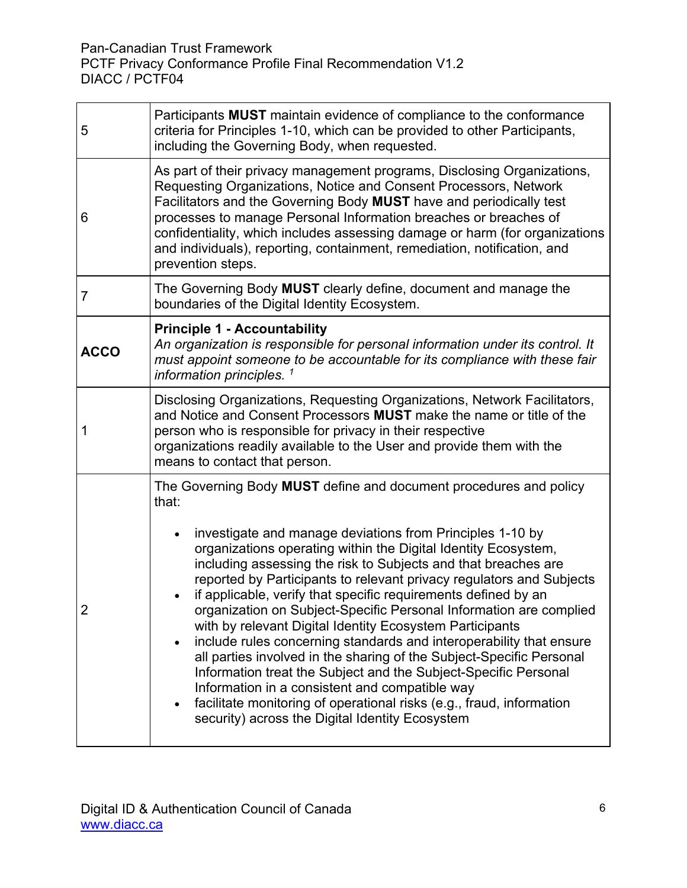| | |
|---|---|
| 5 | Participants **MUST** maintain evidence of compliance to the conformance criteria for Principles 1-10, which can be provided to other Participants, including the Governing Body, when requested. |
| 6 | As part of their privacy management programs, Disclosing Organizations, Requesting Organizations, Notice and Consent Processors, Network Facilitators and the Governing Body **MUST** have and periodically test processes to manage Personal Information breaches or breaches of confidentiality, which includes assessing damage or harm (for organizations and individuals), reporting, containment, remediation, notification, and prevention steps. |
| 7 | The Governing Body **MUST** clearly define, document and manage the boundaries of the Digital Identity Ecosystem. |
| **ACCO** | **Principle 1 - Accountability**<br>*An organization is responsible for personal information under its control. It must appoint someone to be accountable for its compliance with these fair information principles.* [1] |
| 1 | Disclosing Organizations, Requesting Organizations, Network Facilitators, and Notice and Consent Processors **MUST** make the name or title of the person who is responsible for privacy in their respective organizations readily available to the User and provide them with the means to contact that person. |
| 2 | The Governing Body **MUST** define and document procedures and policy that:<br><br>• investigate and manage deviations from Principles 1-10 by organizations operating within the Digital Identity Ecosystem, including assessing the risk to Subjects and that breaches are reported by Participants to relevant privacy regulators and Subjects<br>• if applicable, verify that specific requirements defined by an organization on Subject-Specific Personal Information are complied with by relevant Digital Identity Ecosystem Participants<br>• include rules concerning standards and interoperability that ensure all parties involved in the sharing of the Subject-Specific Personal Information treat the Subject and the Subject-Specific Personal Information in a consistent and compatible way<br>• facilitate monitoring of operational risks (e.g., fraud, information security) across the Digital Identity Ecosystem |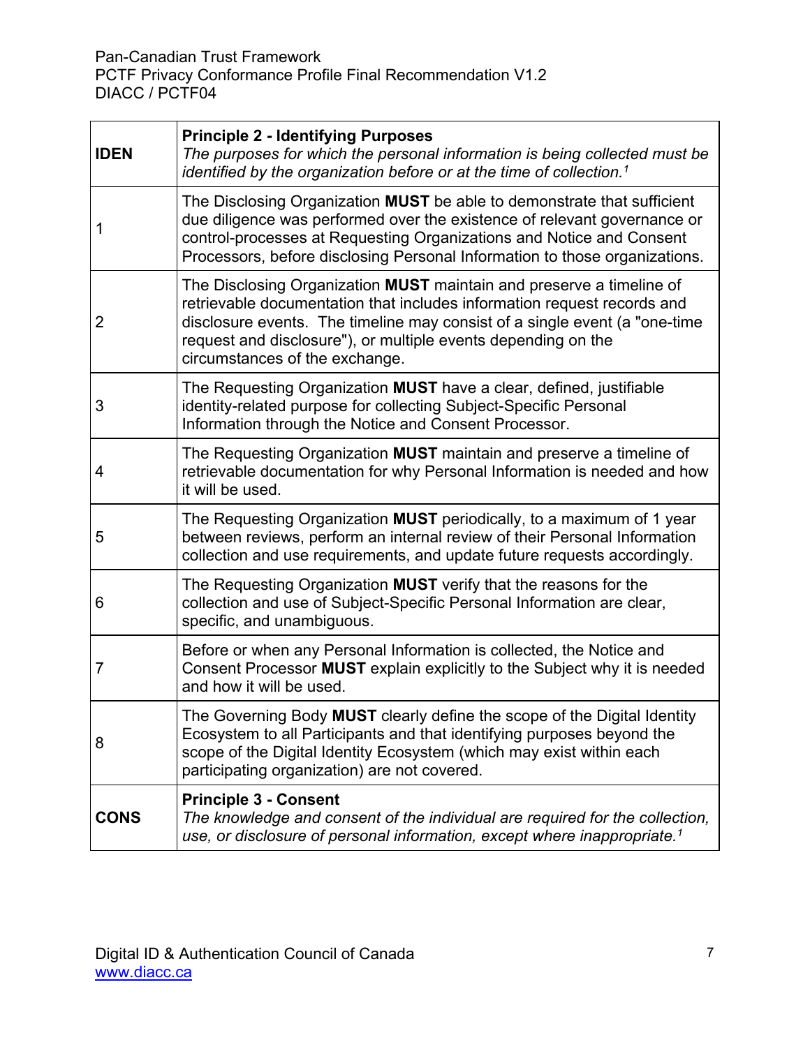| IDEN | **Principle 2 - Identifying Purposes**<br>*The purposes for which the personal information is being collected must be identified by the organization before or at the time of collection.*[1] |
|---|---|
| 1 | The Disclosing Organization **MUST** be able to demonstrate that sufficient due diligence was performed over the existence of relevant governance or control-processes at Requesting Organizations and Notice and Consent Processors, before disclosing Personal Information to those organizations. |
| 2 | The Disclosing Organization **MUST** maintain and preserve a timeline of retrievable documentation that includes information request records and disclosure events. The timeline may consist of a single event (a "one-time request and disclosure"), or multiple events depending on the circumstances of the exchange. |
| 3 | The Requesting Organization **MUST** have a clear, defined, justifiable identity-related purpose for collecting Subject-Specific Personal Information through the Notice and Consent Processor. |
| 4 | The Requesting Organization **MUST** maintain and preserve a timeline of retrievable documentation for why Personal Information is needed and how it will be used. |
| 5 | The Requesting Organization **MUST** periodically, to a maximum of 1 year between reviews, perform an internal review of their Personal Information collection and use requirements, and update future requests accordingly. |
| 6 | The Requesting Organization **MUST** verify that the reasons for the collection and use of Subject-Specific Personal Information are clear, specific, and unambiguous. |
| 7 | Before or when any Personal Information is collected, the Notice and Consent Processor **MUST** explain explicitly to the Subject why it is needed and how it will be used. |
| 8 | The Governing Body **MUST** clearly define the scope of the Digital Identity Ecosystem to all Participants and that identifying purposes beyond the scope of the Digital Identity Ecosystem (which may exist within each participating organization) are not covered. |
| **CONS** | **Principle 3 - Consent**<br>*The knowledge and consent of the individual are required for the collection, use, or disclosure of personal information, except where inappropriate.*[1] |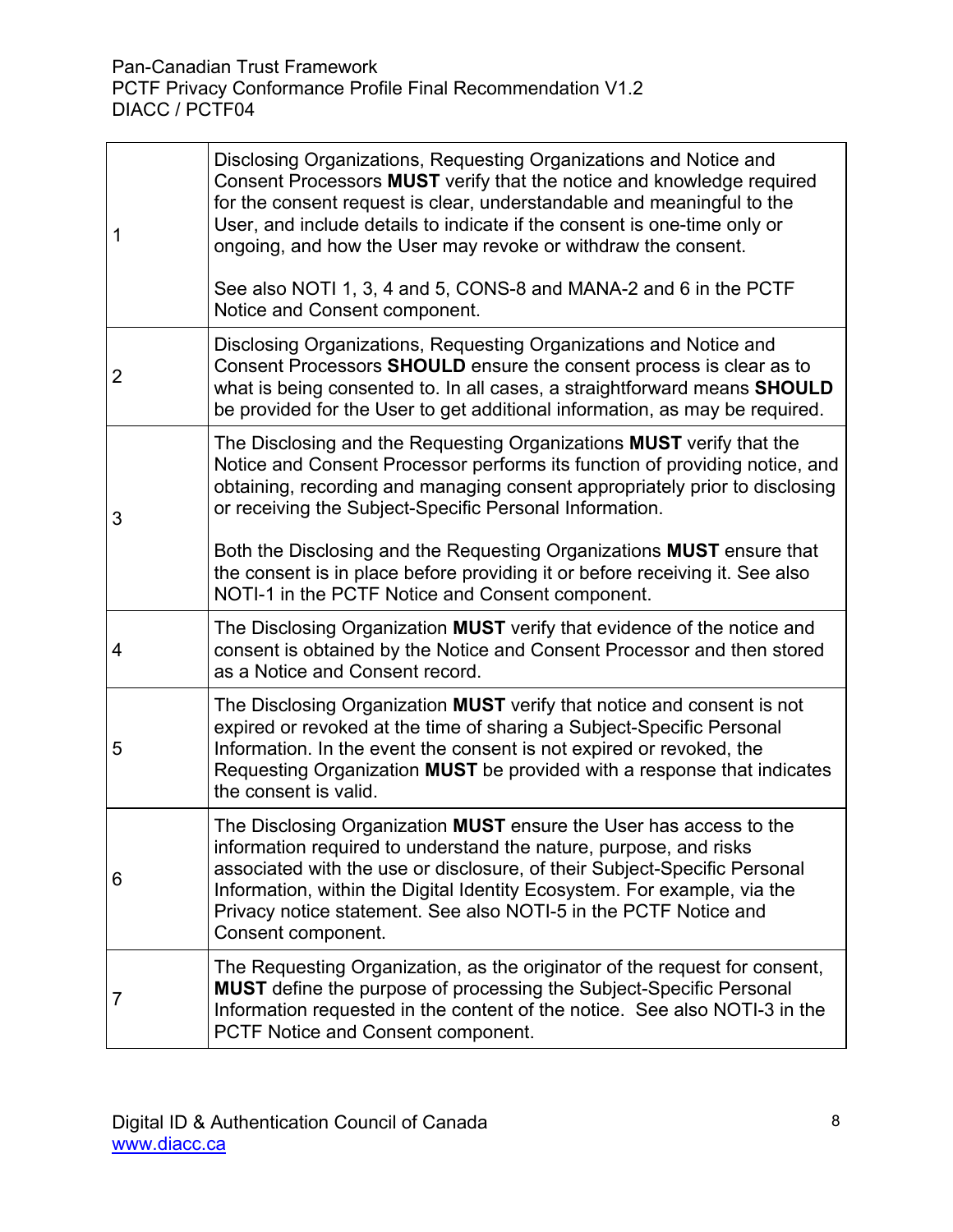| | |
|---|---|
| 1 | Disclosing Organizations, Requesting Organizations and Notice and Consent Processors **MUST** verify that the notice and knowledge required for the consent request is clear, understandable and meaningful to the User, and include details to indicate if the consent is one-time only or ongoing, and how the User may revoke or withdraw the consent.<br><br>See also NOTI 1, 3, 4 and 5, CONS-8 and MANA-2 and 6 in the PCTF Notice and Consent component. |
| 2 | Disclosing Organizations, Requesting Organizations and Notice and Consent Processors **SHOULD** ensure the consent process is clear as to what is being consented to. In all cases, a straightforward means **SHOULD** be provided for the User to get additional information, as may be required. |
| 3 | The Disclosing and the Requesting Organizations **MUST** verify that the Notice and Consent Processor performs its function of providing notice, and obtaining, recording and managing consent appropriately prior to disclosing or receiving the Subject-Specific Personal Information.<br><br>Both the Disclosing and the Requesting Organizations **MUST** ensure that the consent is in place before providing it or before receiving it. See also NOTI-1 in the PCTF Notice and Consent component. |
| 4 | The Disclosing Organization **MUST** verify that evidence of the notice and consent is obtained by the Notice and Consent Processor and then stored as a Notice and Consent record. |
| 5 | The Disclosing Organization **MUST** verify that notice and consent is not expired or revoked at the time of sharing a Subject-Specific Personal Information. In the event the consent is not expired or revoked, the Requesting Organization **MUST** be provided with a response that indicates the consent is valid. |
| 6 | The Disclosing Organization **MUST** ensure the User has access to the information required to understand the nature, purpose, and risks associated with the use or disclosure, of their Subject-Specific Personal Information, within the Digital Identity Ecosystem. For example, via the Privacy notice statement. See also NOTI-5 in the PCTF Notice and Consent component. |
| 7 | The Requesting Organization, as the originator of the request for consent, **MUST** define the purpose of processing the Subject-Specific Personal Information requested in the content of the notice. See also NOTI-3 in the PCTF Notice and Consent component. |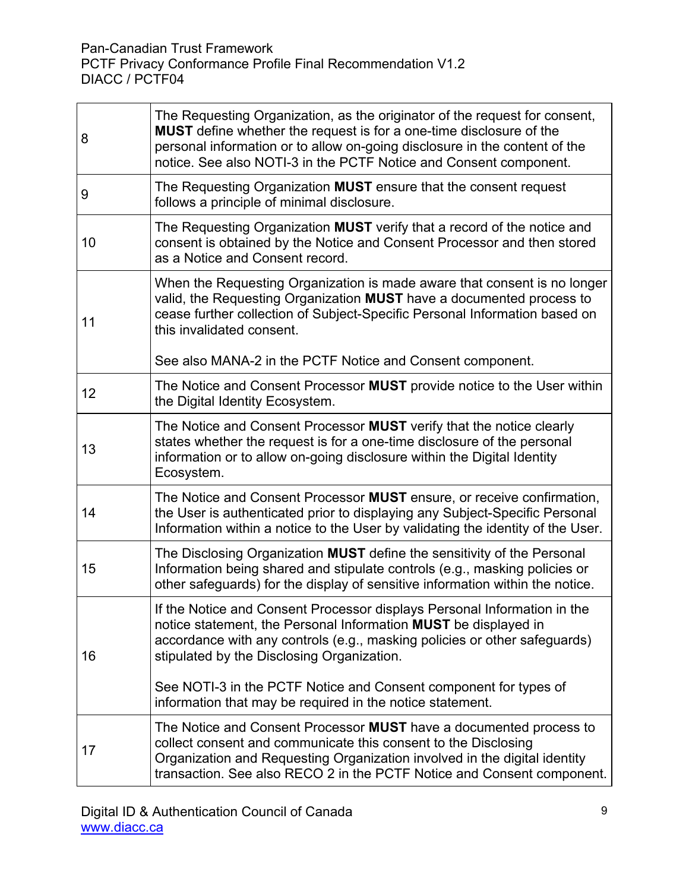| | |
|---|---|
| 8 | The Requesting Organization, as the originator of the request for consent, **MUST** define whether the request is for a one-time disclosure of the personal information or to allow on-going disclosure in the content of the notice. See also NOTI-3 in the PCTF Notice and Consent component. |
| 9 | The Requesting Organization **MUST** ensure that the consent request follows a principle of minimal disclosure. |
| 10 | The Requesting Organization **MUST** verify that a record of the notice and consent is obtained by the Notice and Consent Processor and then stored as a Notice and Consent record. |
| 11 | When the Requesting Organization is made aware that consent is no longer valid, the Requesting Organization **MUST** have a documented process to cease further collection of Subject-Specific Personal Information based on this invalidated consent.<br><br>See also MANA-2 in the PCTF Notice and Consent component. |
| 12 | The Notice and Consent Processor **MUST** provide notice to the User within the Digital Identity Ecosystem. |
| 13 | The Notice and Consent Processor **MUST** verify that the notice clearly states whether the request is for a one-time disclosure of the personal information or to allow on-going disclosure within the Digital Identity Ecosystem. |
| 14 | The Notice and Consent Processor **MUST** ensure, or receive confirmation, the User is authenticated prior to displaying any Subject-Specific Personal Information within a notice to the User by validating the identity of the User. |
| 15 | The Disclosing Organization **MUST** define the sensitivity of the Personal Information being shared and stipulate controls (e.g., masking policies or other safeguards) for the display of sensitive information within the notice. |
| 16 | If the Notice and Consent Processor displays Personal Information in the notice statement, the Personal Information **MUST** be displayed in accordance with any controls (e.g., masking policies or other safeguards) stipulated by the Disclosing Organization.<br><br>See NOTI-3 in the PCTF Notice and Consent component for types of information that may be required in the notice statement. |
| 17 | The Notice and Consent Processor **MUST** have a documented process to collect consent and communicate this consent to the Disclosing Organization and Requesting Organization involved in the digital identity transaction. See also RECO 2 in the PCTF Notice and Consent component. |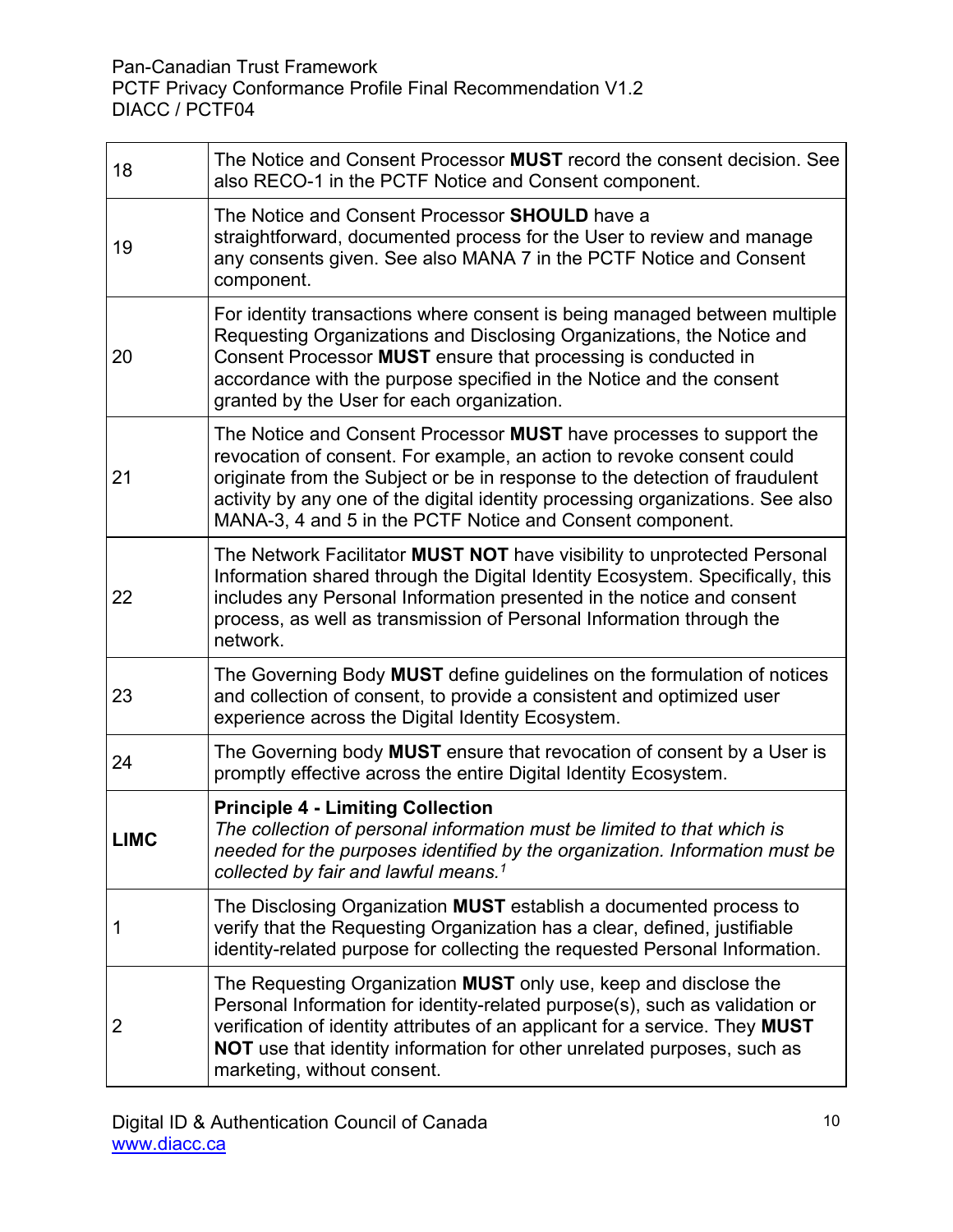| | |
|---|---|
| 18 | The Notice and Consent Processor **MUST** record the consent decision. See also RECO-1 in the PCTF Notice and Consent component. |
| 19 | The Notice and Consent Processor **SHOULD** have a straightforward, documented process for the User to review and manage any consents given. See also MANA 7 in the PCTF Notice and Consent component. |
| 20 | For identity transactions where consent is being managed between multiple Requesting Organizations and Disclosing Organizations, the Notice and Consent Processor **MUST** ensure that processing is conducted in accordance with the purpose specified in the Notice and the consent granted by the User for each organization. |
| 21 | The Notice and Consent Processor **MUST** have processes to support the revocation of consent. For example, an action to revoke consent could originate from the Subject or be in response to the detection of fraudulent activity by any one of the digital identity processing organizations. See also MANA-3, 4 and 5 in the PCTF Notice and Consent component. |
| 22 | The Network Facilitator **MUST NOT** have visibility to unprotected Personal Information shared through the Digital Identity Ecosystem. Specifically, this includes any Personal Information presented in the notice and consent process, as well as transmission of Personal Information through the network. |
| 23 | The Governing Body **MUST** define guidelines on the formulation of notices and collection of consent, to provide a consistent and optimized user experience across the Digital Identity Ecosystem. |
| 24 | The Governing body **MUST** ensure that revocation of consent by a User is promptly effective across the entire Digital Identity Ecosystem. |
| **LIMC** | **Principle 4 - Limiting Collection**<br>*The collection of personal information must be limited to that which is needed for the purposes identified by the organization. Information must be collected by fair and lawful means.*[1] |
| 1 | The Disclosing Organization **MUST** establish a documented process to verify that the Requesting Organization has a clear, defined, justifiable identity-related purpose for collecting the requested Personal Information. |
| 2 | The Requesting Organization **MUST** only use, keep and disclose the Personal Information for identity-related purpose(s), such as validation or verification of identity attributes of an applicant for a service. They **MUST NOT** use that identity information for other unrelated purposes, such as marketing, without consent. |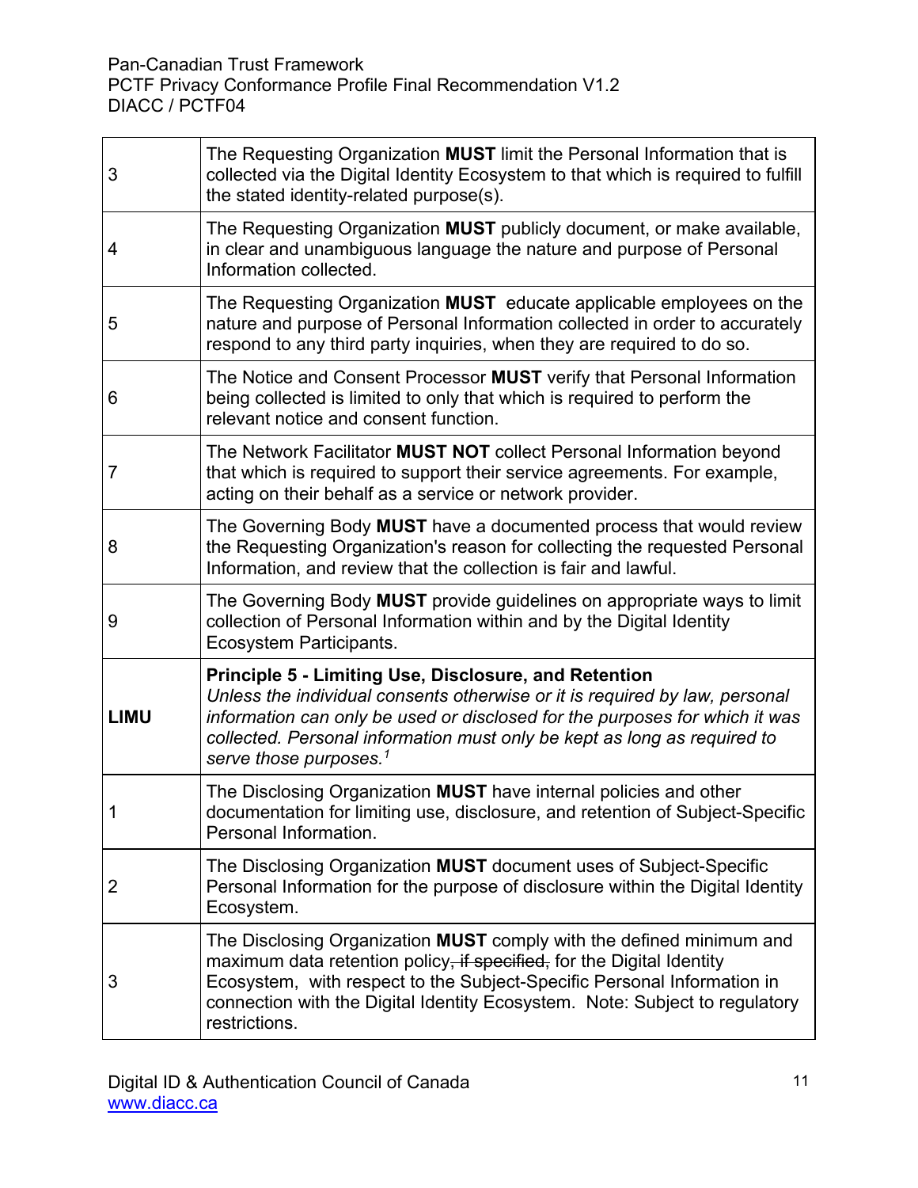| | |
|---|---|
| 3 | The Requesting Organization **MUST** limit the Personal Information that is collected via the Digital Identity Ecosystem to that which is required to fulfill the stated identity-related purpose(s). |
| 4 | The Requesting Organization **MUST** publicly document, or make available, in clear and unambiguous language the nature and purpose of Personal Information collected. |
| 5 | The Requesting Organization **MUST** educate applicable employees on the nature and purpose of Personal Information collected in order to accurately respond to any third party inquiries, when they are required to do so. |
| 6 | The Notice and Consent Processor **MUST** verify that Personal Information being collected is limited to only that which is required to perform the relevant notice and consent function. |
| 7 | The Network Facilitator **MUST NOT** collect Personal Information beyond that which is required to support their service agreements. For example, acting on their behalf as a service or network provider. |
| 8 | The Governing Body **MUST** have a documented process that would review the Requesting Organization's reason for collecting the requested Personal Information, and review that the collection is fair and lawful. |
| 9 | The Governing Body **MUST** provide guidelines on appropriate ways to limit collection of Personal Information within and by the Digital Identity Ecosystem Participants. |
| **LIMU** | **Principle 5 - Limiting Use, Disclosure, and Retention** *Unless the individual consents otherwise or it is required by law, personal information can only be used or disclosed for the purposes for which it was collected. Personal information must only be kept as long as required to serve those purposes.*[1] |
| 1 | The Disclosing Organization **MUST** have internal policies and other documentation for limiting use, disclosure, and retention of Subject-Specific Personal Information. |
| 2 | The Disclosing Organization **MUST** document uses of Subject-Specific Personal Information for the purpose of disclosure within the Digital Identity Ecosystem. |
| 3 | The Disclosing Organization **MUST** comply with the defined minimum and maximum data retention policy~~, if specified,~~ for the Digital Identity Ecosystem, with respect to the Subject-Specific Personal Information in connection with the Digital Identity Ecosystem. Note: Subject to regulatory restrictions. |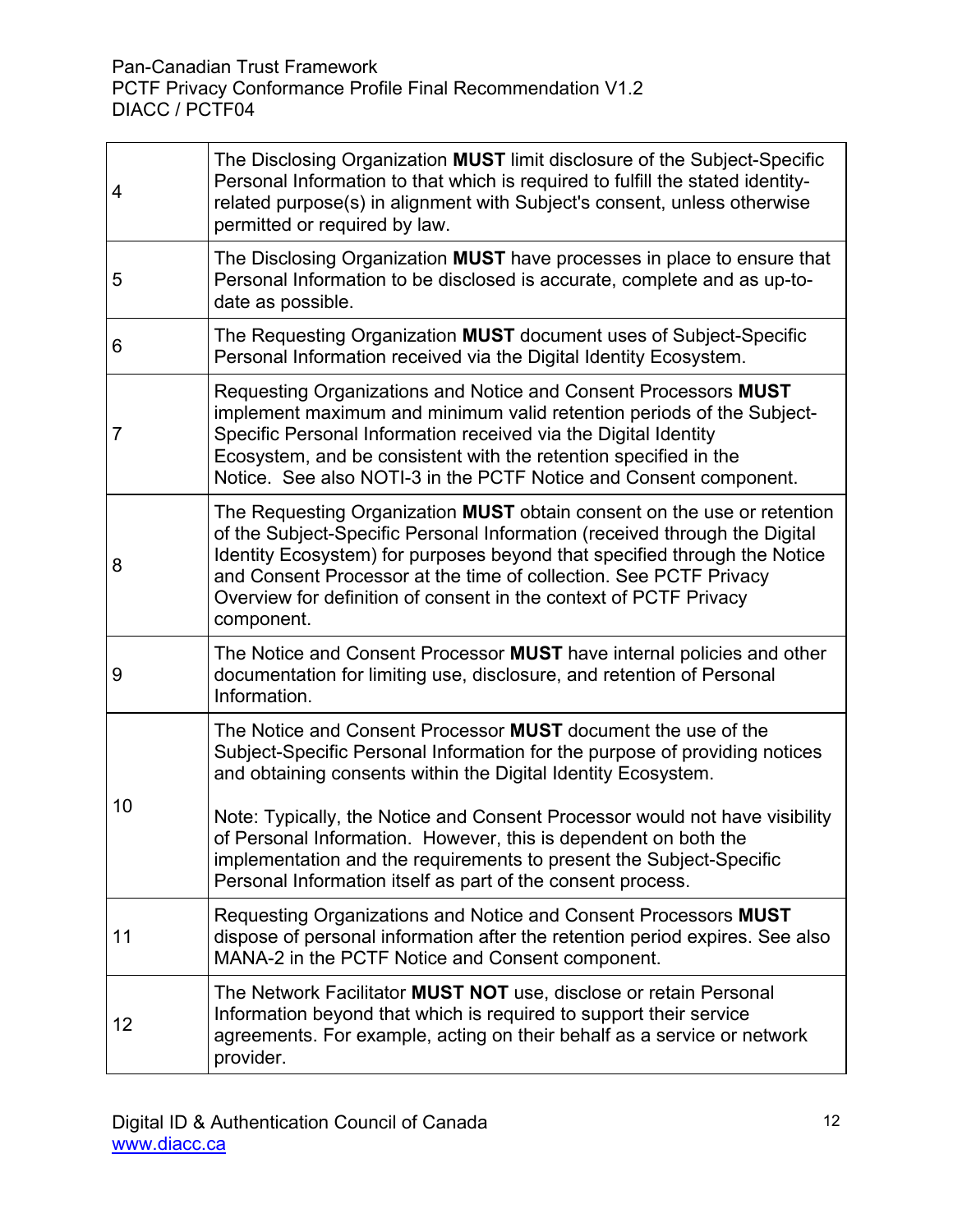| | |
|---|---|
| 4 | The Disclosing Organization **MUST** limit disclosure of the Subject-Specific Personal Information to that which is required to fulfill the stated identity-related purpose(s) in alignment with Subject's consent, unless otherwise permitted or required by law. |
| 5 | The Disclosing Organization **MUST** have processes in place to ensure that Personal Information to be disclosed is accurate, complete and as up-to-date as possible. |
| 6 | The Requesting Organization **MUST** document uses of Subject-Specific Personal Information received via the Digital Identity Ecosystem. |
| 7 | Requesting Organizations and Notice and Consent Processors **MUST** implement maximum and minimum valid retention periods of the Subject-Specific Personal Information received via the Digital Identity Ecosystem, and be consistent with the retention specified in the Notice. See also NOTI-3 in the PCTF Notice and Consent component. |
| 8 | The Requesting Organization **MUST** obtain consent on the use or retention of the Subject-Specific Personal Information (received through the Digital Identity Ecosystem) for purposes beyond that specified through the Notice and Consent Processor at the time of collection. See PCTF Privacy Overview for definition of consent in the context of PCTF Privacy component. |
| 9 | The Notice and Consent Processor **MUST** have internal policies and other documentation for limiting use, disclosure, and retention of Personal Information. |
| 10 | The Notice and Consent Processor **MUST** document the use of the Subject-Specific Personal Information for the purpose of providing notices and obtaining consents within the Digital Identity Ecosystem.<br><br>Note: Typically, the Notice and Consent Processor would not have visibility of Personal Information. However, this is dependent on both the implementation and the requirements to present the Subject-Specific Personal Information itself as part of the consent process. |
| 11 | Requesting Organizations and Notice and Consent Processors **MUST** dispose of personal information after the retention period expires. See also MANA-2 in the PCTF Notice and Consent component. |
| 12 | The Network Facilitator **MUST NOT** use, disclose or retain Personal Information beyond that which is required to support their service agreements. For example, acting on their behalf as a service or network provider. |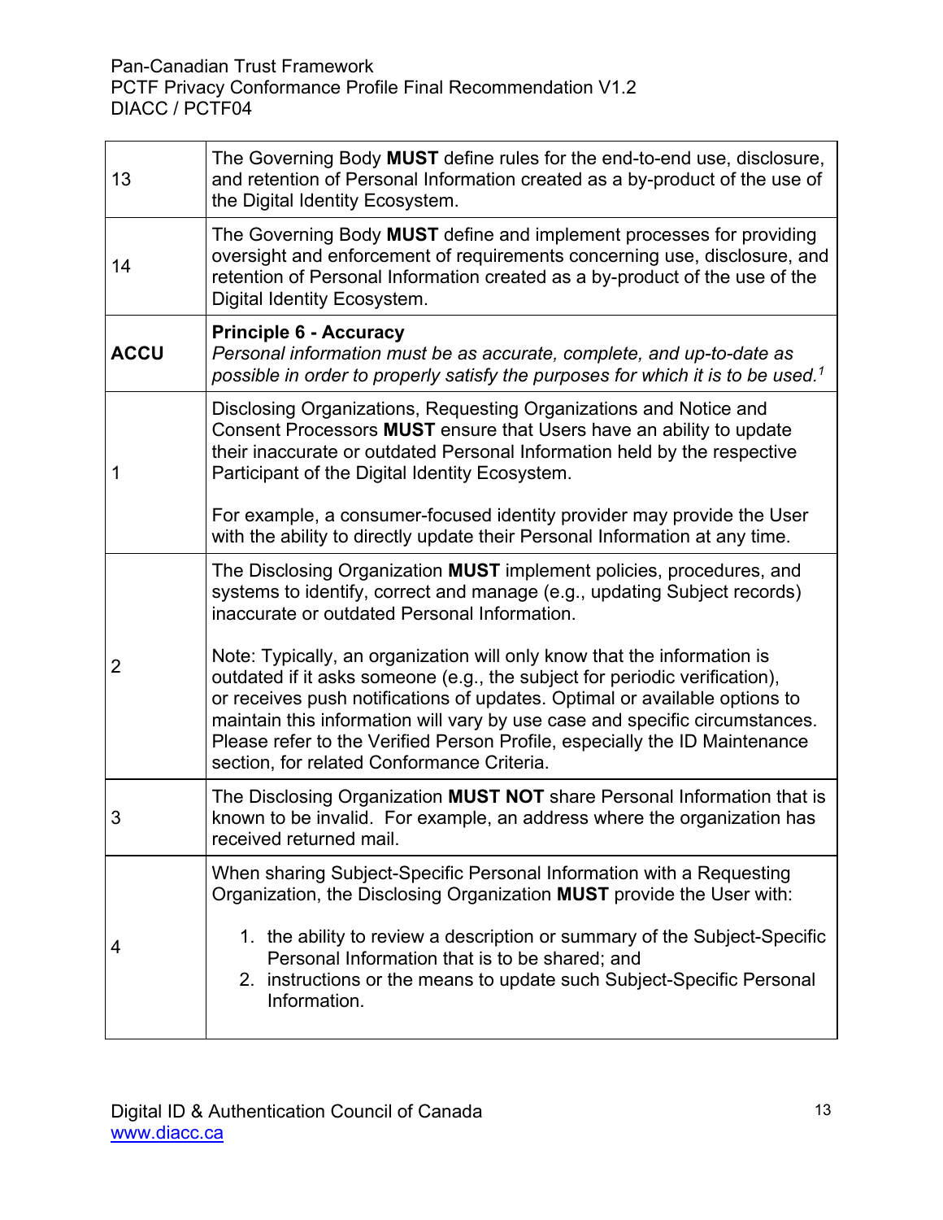| | |
|---|---|
| 13 | The Governing Body **MUST** define rules for the end-to-end use, disclosure, and retention of Personal Information created as a by-product of the use of the Digital Identity Ecosystem. |
| 14 | The Governing Body **MUST** define and implement processes for providing oversight and enforcement of requirements concerning use, disclosure, and retention of Personal Information created as a by-product of the use of the Digital Identity Ecosystem. |
| **ACCU** | **Principle 6 - Accuracy**<br>*Personal information must be as accurate, complete, and up-to-date as possible in order to properly satisfy the purposes for which it is to be used.*[1] |
| 1 | Disclosing Organizations, Requesting Organizations and Notice and Consent Processors **MUST** ensure that Users have an ability to update their inaccurate or outdated Personal Information held by the respective Participant of the Digital Identity Ecosystem.<br><br>For example, a consumer-focused identity provider may provide the User with the ability to directly update their Personal Information at any time. |
| 2 | The Disclosing Organization **MUST** implement policies, procedures, and systems to identify, correct and manage (e.g., updating Subject records) inaccurate or outdated Personal Information.<br><br>Note: Typically, an organization will only know that the information is outdated if it asks someone (e.g., the subject for periodic verification), or receives push notifications of updates. Optimal or available options to maintain this information will vary by use case and specific circumstances. Please refer to the Verified Person Profile, especially the ID Maintenance section, for related Conformance Criteria. |
| 3 | The Disclosing Organization **MUST NOT** share Personal Information that is known to be invalid. For example, an address where the organization has received returned mail. |
| 4 | When sharing Subject-Specific Personal Information with a Requesting Organization, the Disclosing Organization **MUST** provide the User with:<br><br>1. the ability to review a description or summary of the Subject-Specific Personal Information that is to be shared; and<br>2. instructions or the means to update such Subject-Specific Personal Information. |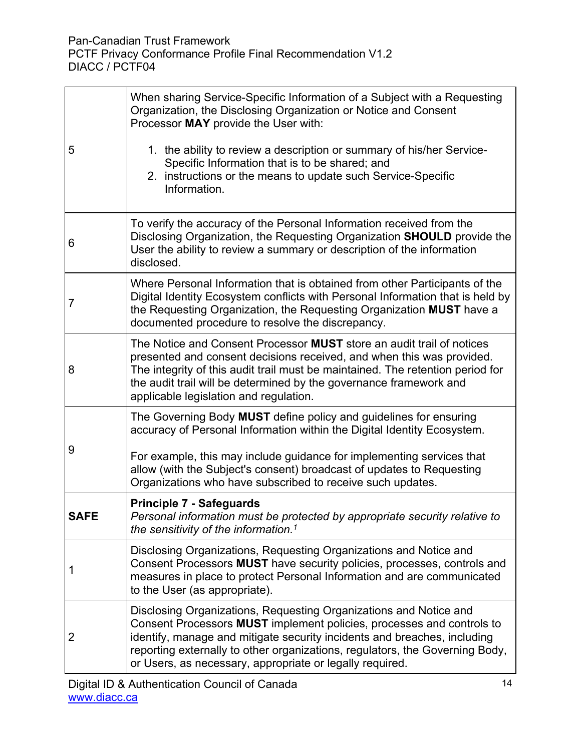| | |
|---|---|
| 5 | When sharing Service-Specific Information of a Subject with a Requesting Organization, the Disclosing Organization or Notice and Consent Processor **MAY** provide the User with:<br><br>1. the ability to review a description or summary of his/her Service-Specific Information that is to be shared; and<br>2. instructions or the means to update such Service-Specific Information. |
| 6 | To verify the accuracy of the Personal Information received from the Disclosing Organization, the Requesting Organization **SHOULD** provide the User the ability to review a summary or description of the information disclosed. |
| 7 | Where Personal Information that is obtained from other Participants of the Digital Identity Ecosystem conflicts with Personal Information that is held by the Requesting Organization, the Requesting Organization **MUST** have a documented procedure to resolve the discrepancy. |
| 8 | The Notice and Consent Processor **MUST** store an audit trail of notices presented and consent decisions received, and when this was provided. The integrity of this audit trail must be maintained. The retention period for the audit trail will be determined by the governance framework and applicable legislation and regulation. |
| 9 | The Governing Body **MUST** define policy and guidelines for ensuring accuracy of Personal Information within the Digital Identity Ecosystem.<br><br>For example, this may include guidance for implementing services that allow (with the Subject's consent) broadcast of updates to Requesting Organizations who have subscribed to receive such updates. |
| **SAFE** | **Principle 7 - Safeguards**<br>*Personal information must be protected by appropriate security relative to the sensitivity of the information.*[1] |
| 1 | Disclosing Organizations, Requesting Organizations and Notice and Consent Processors **MUST** have security policies, processes, controls and measures in place to protect Personal Information and are communicated to the User (as appropriate). |
| 2 | Disclosing Organizations, Requesting Organizations and Notice and Consent Processors **MUST** implement policies, processes and controls to identify, manage and mitigate security incidents and breaches, including reporting externally to other organizations, regulators, the Governing Body, or Users, as necessary, appropriate or legally required. |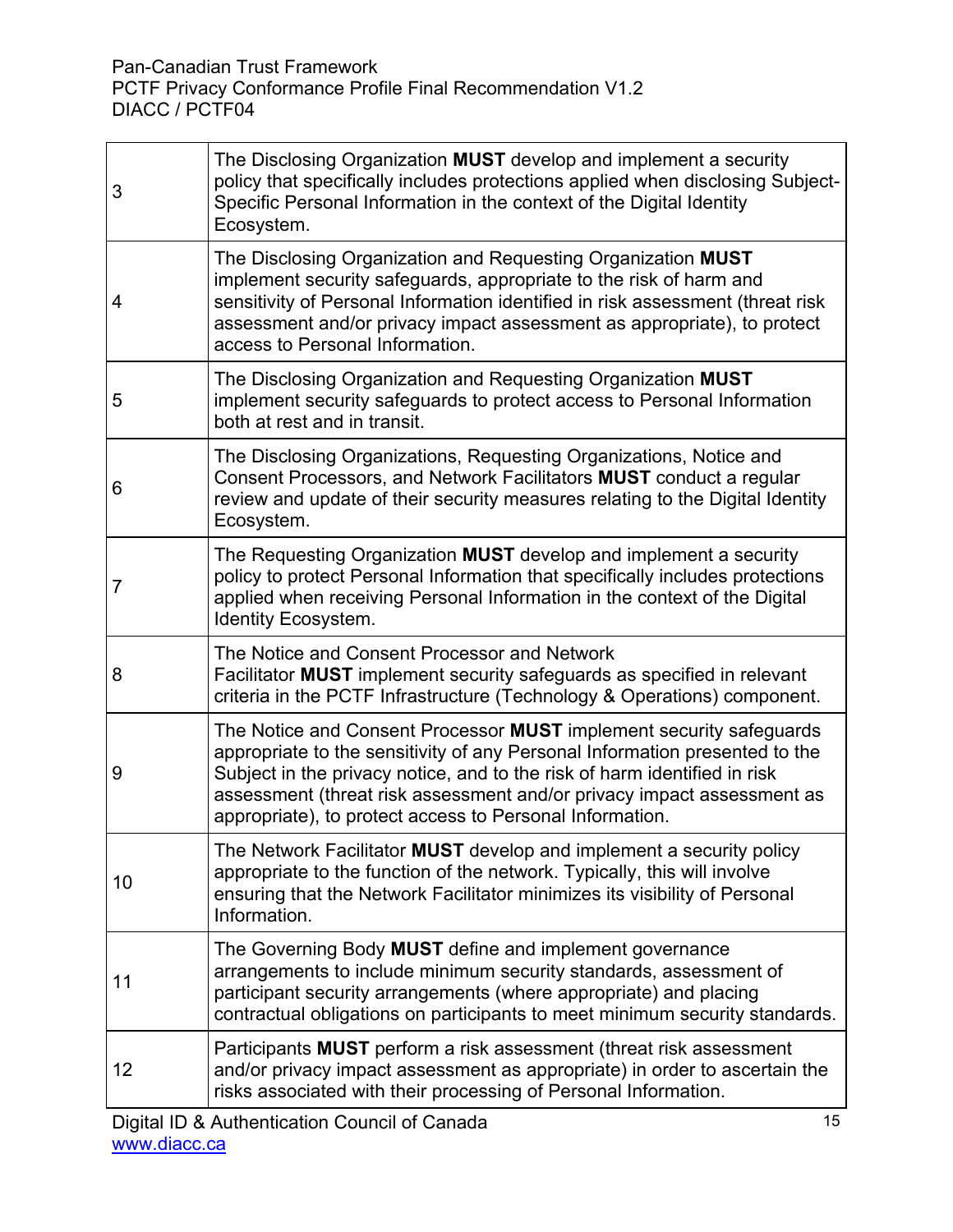| | |
|---|---|
| 3 | The Disclosing Organization **MUST** develop and implement a security policy that specifically includes protections applied when disclosing Subject-Specific Personal Information in the context of the Digital Identity Ecosystem. |
| 4 | The Disclosing Organization and Requesting Organization **MUST** implement security safeguards, appropriate to the risk of harm and sensitivity of Personal Information identified in risk assessment (threat risk assessment and/or privacy impact assessment as appropriate), to protect access to Personal Information. |
| 5 | The Disclosing Organization and Requesting Organization **MUST** implement security safeguards to protect access to Personal Information both at rest and in transit. |
| 6 | The Disclosing Organizations, Requesting Organizations, Notice and Consent Processors, and Network Facilitators **MUST** conduct a regular review and update of their security measures relating to the Digital Identity Ecosystem. |
| 7 | The Requesting Organization **MUST** develop and implement a security policy to protect Personal Information that specifically includes protections applied when receiving Personal Information in the context of the Digital Identity Ecosystem. |
| 8 | The Notice and Consent Processor and Network Facilitator **MUST** implement security safeguards as specified in relevant criteria in the PCTF Infrastructure (Technology & Operations) component. |
| 9 | The Notice and Consent Processor **MUST** implement security safeguards appropriate to the sensitivity of any Personal Information presented to the Subject in the privacy notice, and to the risk of harm identified in risk assessment (threat risk assessment and/or privacy impact assessment as appropriate), to protect access to Personal Information. |
| 10 | The Network Facilitator **MUST** develop and implement a security policy appropriate to the function of the network. Typically, this will involve ensuring that the Network Facilitator minimizes its visibility of Personal Information. |
| 11 | The Governing Body **MUST** define and implement governance arrangements to include minimum security standards, assessment of participant security arrangements (where appropriate) and placing contractual obligations on participants to meet minimum security standards. |
| 12 | Participants **MUST** perform a risk assessment (threat risk assessment and/or privacy impact assessment as appropriate) in order to ascertain the risks associated with their processing of Personal Information. |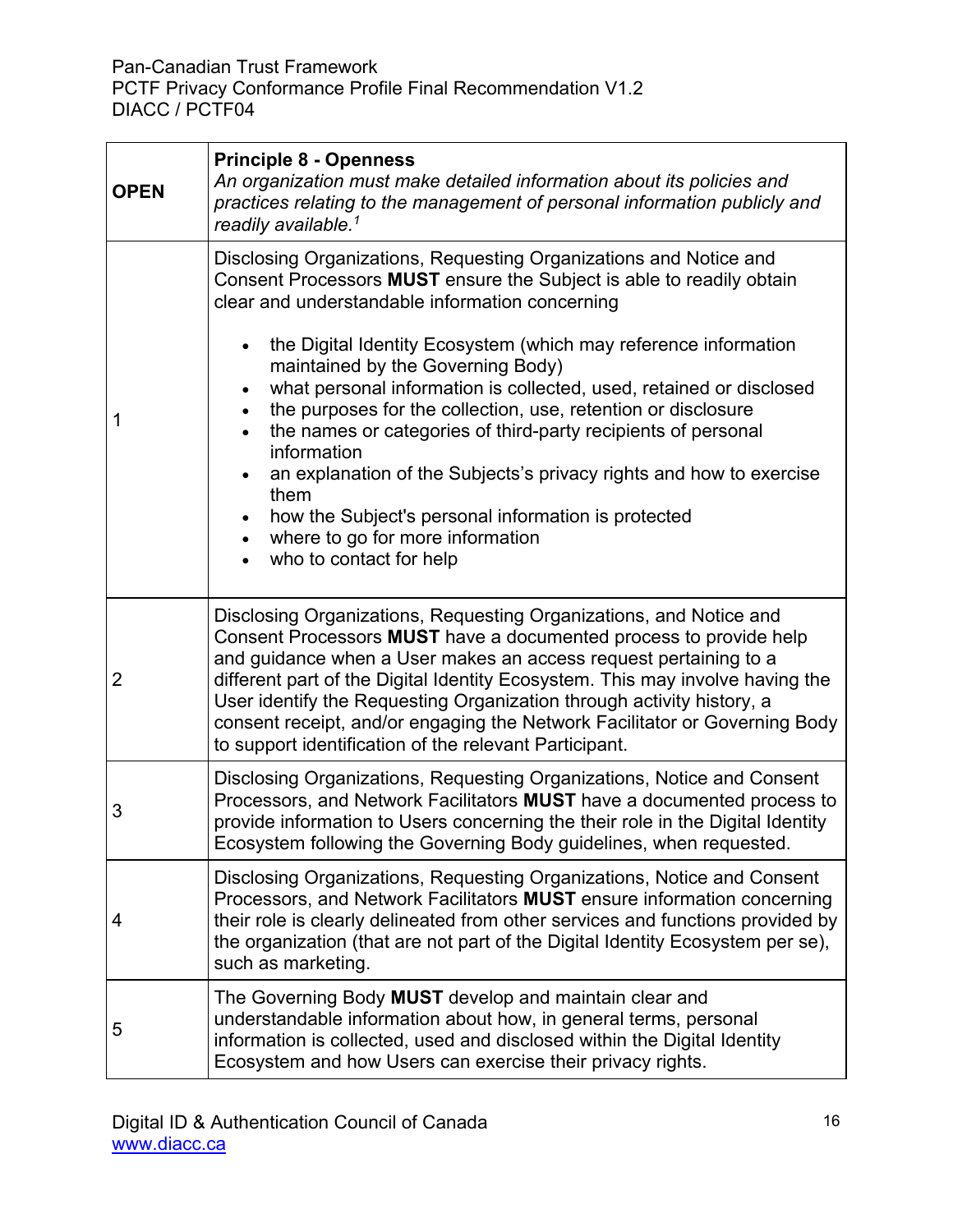| OPEN | **Principle 8 - Openness**<br>*An organization must make detailed information about its policies and practices relating to the management of personal information publicly and readily available.*[1] |
|---|---|
| 1 | Disclosing Organizations, Requesting Organizations and Notice and Consent Processors **MUST** ensure the Subject is able to readily obtain clear and understandable information concerning<br><br>• the Digital Identity Ecosystem (which may reference information maintained by the Governing Body)<br>• what personal information is collected, used, retained or disclosed<br>• the purposes for the collection, use, retention or disclosure<br>• the names or categories of third-party recipients of personal information<br>• an explanation of the Subjects's privacy rights and how to exercise them<br>• how the Subject's personal information is protected<br>• where to go for more information<br>• who to contact for help |
| 2 | Disclosing Organizations, Requesting Organizations, and Notice and Consent Processors **MUST** have a documented process to provide help and guidance when a User makes an access request pertaining to a different part of the Digital Identity Ecosystem. This may involve having the User identify the Requesting Organization through activity history, a consent receipt, and/or engaging the Network Facilitator or Governing Body to support identification of the relevant Participant. |
| 3 | Disclosing Organizations, Requesting Organizations, Notice and Consent Processors, and Network Facilitators **MUST** have a documented process to provide information to Users concerning the their role in the Digital Identity Ecosystem following the Governing Body guidelines, when requested. |
| 4 | Disclosing Organizations, Requesting Organizations, Notice and Consent Processors, and Network Facilitators **MUST** ensure information concerning their role is clearly delineated from other services and functions provided by the organization (that are not part of the Digital Identity Ecosystem per se), such as marketing. |
| 5 | The Governing Body **MUST** develop and maintain clear and understandable information about how, in general terms, personal information is collected, used and disclosed within the Digital Identity Ecosystem and how Users can exercise their privacy rights. |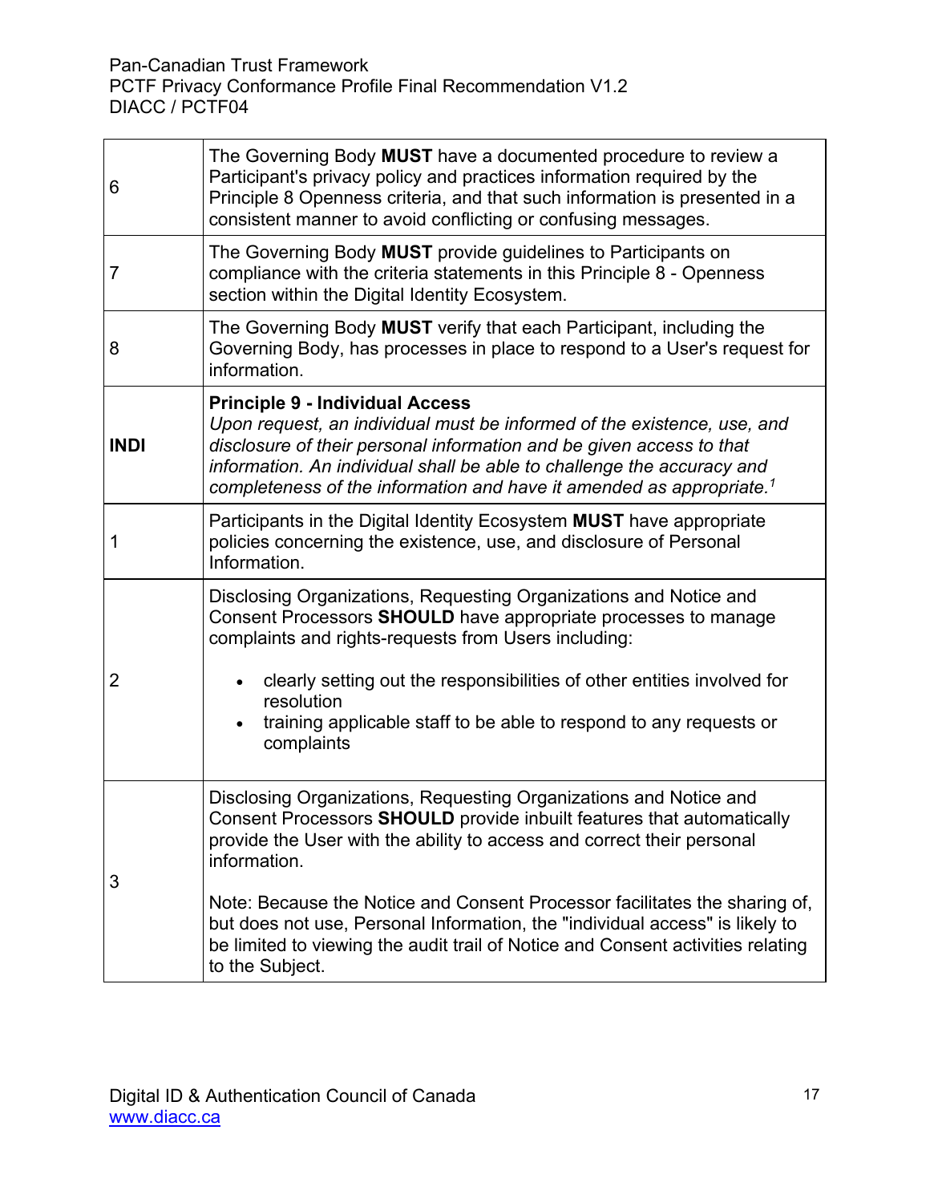| | |
|---|---|
| 6 | The Governing Body **MUST** have a documented procedure to review a Participant's privacy policy and practices information required by the Principle 8 Openness criteria, and that such information is presented in a consistent manner to avoid conflicting or confusing messages. |
| 7 | The Governing Body **MUST** provide guidelines to Participants on compliance with the criteria statements in this Principle 8 - Openness section within the Digital Identity Ecosystem. |
| 8 | The Governing Body **MUST** verify that each Participant, including the Governing Body, has processes in place to respond to a User's request for information. |
| **INDI** | **Principle 9 - Individual Access**<br>*Upon request, an individual must be informed of the existence, use, and disclosure of their personal information and be given access to that information. An individual shall be able to challenge the accuracy and completeness of the information and have it amended as appropriate.*[1] |
| 1 | Participants in the Digital Identity Ecosystem **MUST** have appropriate policies concerning the existence, use, and disclosure of Personal Information. |
| 2 | Disclosing Organizations, Requesting Organizations and Notice and Consent Processors **SHOULD** have appropriate processes to manage complaints and rights-requests from Users including:<br><br>• clearly setting out the responsibilities of other entities involved for resolution<br>• training applicable staff to be able to respond to any requests or complaints |
| 3 | Disclosing Organizations, Requesting Organizations and Notice and Consent Processors **SHOULD** provide inbuilt features that automatically provide the User with the ability to access and correct their personal information.<br><br>Note: Because the Notice and Consent Processor facilitates the sharing of, but does not use, Personal Information, the "individual access" is likely to be limited to viewing the audit trail of Notice and Consent activities relating to the Subject. |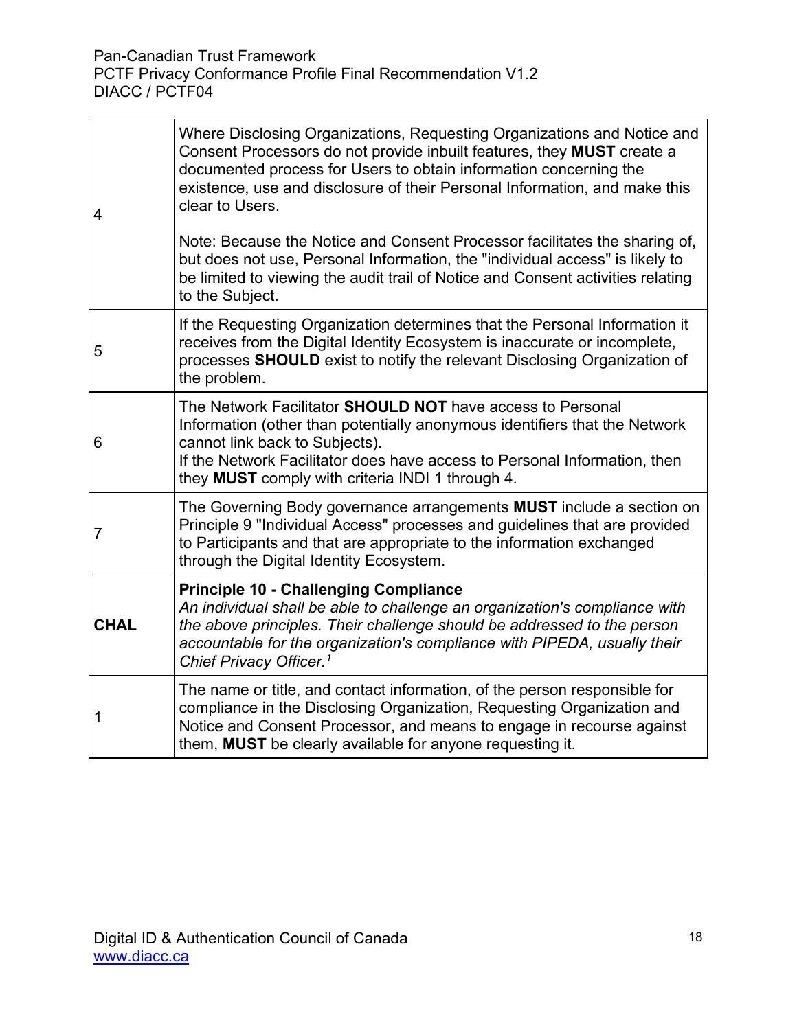| | |
|---|---|
| 4 | Where Disclosing Organizations, Requesting Organizations and Notice and Consent Processors do not provide inbuilt features, they **MUST** create a documented process for Users to obtain information concerning the existence, use and disclosure of their Personal Information, and make this clear to Users.<br><br>Note: Because the Notice and Consent Processor facilitates the sharing of, but does not use, Personal Information, the "individual access" is likely to be limited to viewing the audit trail of Notice and Consent activities relating to the Subject. |
| 5 | If the Requesting Organization determines that the Personal Information it receives from the Digital Identity Ecosystem is inaccurate or incomplete, processes **SHOULD** exist to notify the relevant Disclosing Organization of the problem. |
| 6 | The Network Facilitator **SHOULD NOT** have access to Personal Information (other than potentially anonymous identifiers that the Network cannot link back to Subjects).<br>If the Network Facilitator does have access to Personal Information, then they **MUST** comply with criteria INDI 1 through 4. |
| 7 | The Governing Body governance arrangements **MUST** include a section on Principle 9 "Individual Access" processes and guidelines that are provided to Participants and that are appropriate to the information exchanged through the Digital Identity Ecosystem. |
| **CHAL** | **Principle 10 - Challenging Compliance**<br>*An individual shall be able to challenge an organization's compliance with the above principles. Their challenge should be addressed to the person accountable for the organization's compliance with PIPEDA, usually their Chief Privacy Officer.*[1] |
| 1 | The name or title, and contact information, of the person responsible for compliance in the Disclosing Organization, Requesting Organization and Notice and Consent Processor, and means to engage in recourse against them, **MUST** be clearly available for anyone requesting it. |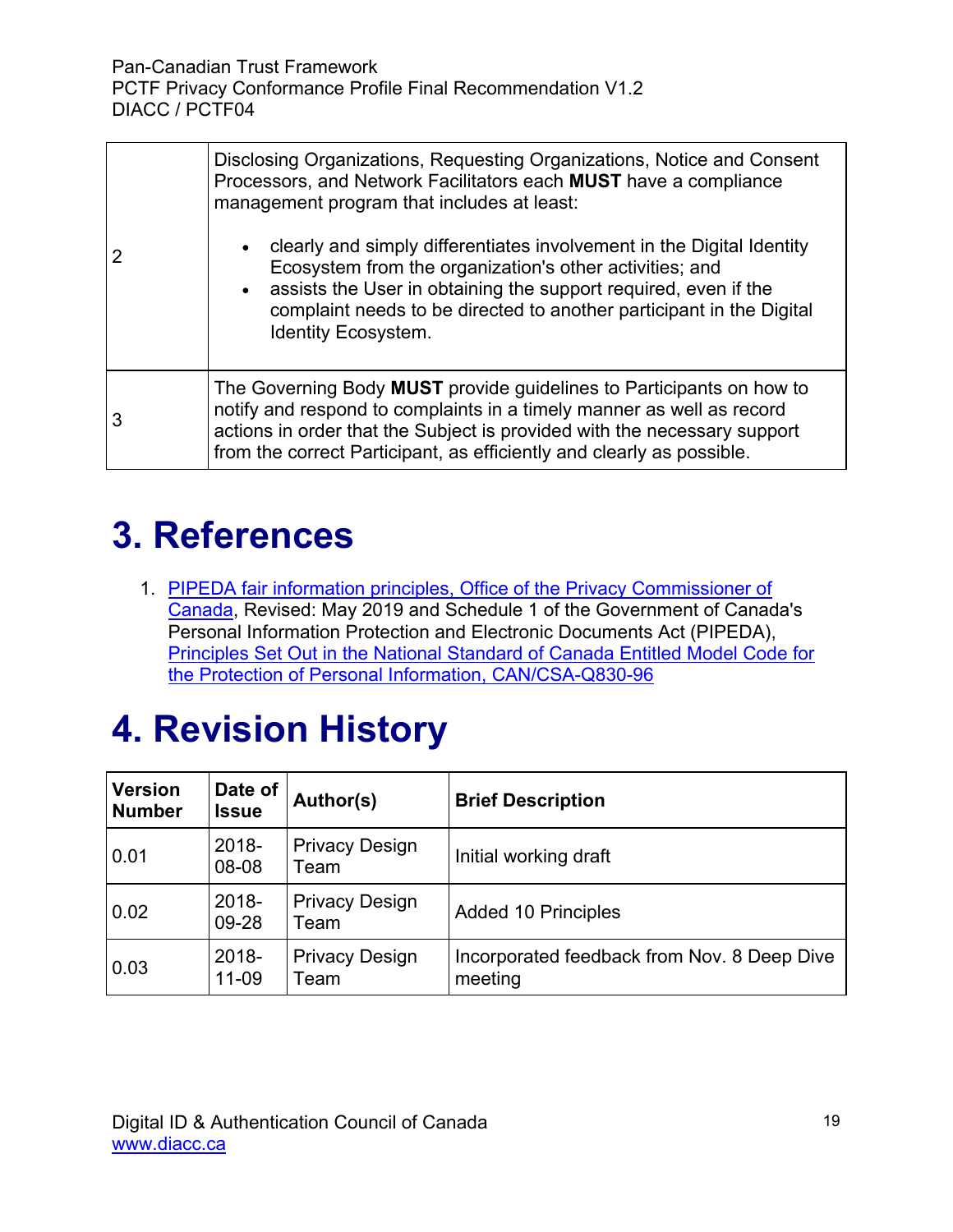| | |
|---|---|
| 2 | Disclosing Organizations, Requesting Organizations, Notice and Consent Processors, and Network Facilitators each **MUST** have a compliance management program that includes at least:<br><br>• clearly and simply differentiates involvement in the Digital Identity Ecosystem from the organization's other activities; and<br>• assists the User in obtaining the support required, even if the complaint needs to be directed to another participant in the Digital Identity Ecosystem. |
| 3 | The Governing Body **MUST** provide guidelines to Participants on how to notify and respond to complaints in a timely manner as well as record actions in order that the Subject is provided with the necessary support from the correct Participant, as efficiently and clearly as possible. |

# 3. References

1. PIPEDA fair information principles, Office of the Privacy Commissioner of Canada, Revised: May 2019 and Schedule 1 of the Government of Canada's Personal Information Protection and Electronic Documents Act (PIPEDA), Principles Set Out in the National Standard of Canada Entitled Model Code for the Protection of Personal Information, CAN/CSA-Q830-96

# 4. Revision History

| Version Number | Date of Issue | Author(s) | Brief Description |
|---|---|---|---|
| 0.01 | 2018-08-08 | Privacy Design Team | Initial working draft |
| 0.02 | 2018-09-28 | Privacy Design Team | Added 10 Principles |
| 0.03 | 2018-11-09 | Privacy Design Team | Incorporated feedback from Nov. 8 Deep Dive meeting |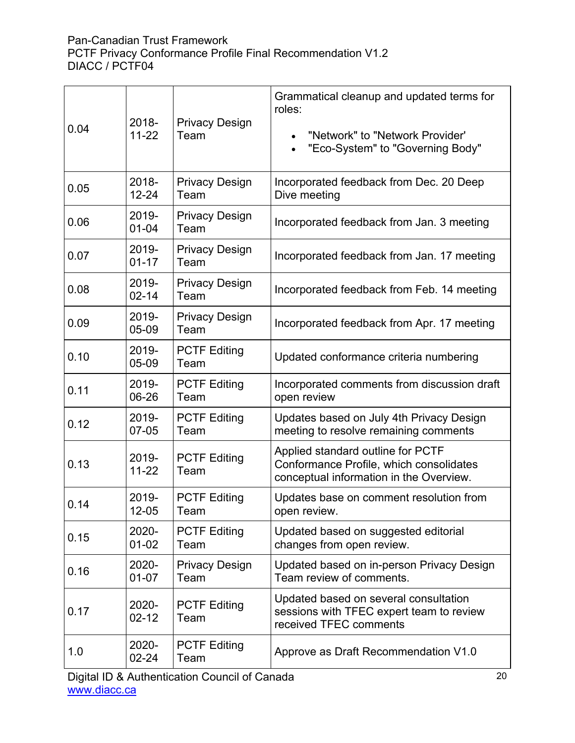| | | | |
|---|---|---|---|
| 0.04 | 2018-11-22 | Privacy Design Team | Grammatical cleanup and updated terms for roles:<br>• "Network" to "Network Provider'<br>• "Eco-System" to "Governing Body" |
| 0.05 | 2018-12-24 | Privacy Design Team | Incorporated feedback from Dec. 20 Deep Dive meeting |
| 0.06 | 2019-01-04 | Privacy Design Team | Incorporated feedback from Jan. 3 meeting |
| 0.07 | 2019-01-17 | Privacy Design Team | Incorporated feedback from Jan. 17 meeting |
| 0.08 | 2019-02-14 | Privacy Design Team | Incorporated feedback from Feb. 14 meeting |
| 0.09 | 2019-05-09 | Privacy Design Team | Incorporated feedback from Apr. 17 meeting |
| 0.10 | 2019-05-09 | PCTF Editing Team | Updated conformance criteria numbering |
| 0.11 | 2019-06-26 | PCTF Editing Team | Incorporated comments from discussion draft open review |
| 0.12 | 2019-07-05 | PCTF Editing Team | Updates based on July 4th Privacy Design meeting to resolve remaining comments |
| 0.13 | 2019-11-22 | PCTF Editing Team | Applied standard outline for PCTF Conformance Profile, which consolidates conceptual information in the Overview. |
| 0.14 | 2019-12-05 | PCTF Editing Team | Updates base on comment resolution from open review. |
| 0.15 | 2020-01-02 | PCTF Editing Team | Updated based on suggested editorial changes from open review. |
| 0.16 | 2020-01-07 | Privacy Design Team | Updated based on in-person Privacy Design Team review of comments. |
| 0.17 | 2020-02-12 | PCTF Editing Team | Updated based on several consultation sessions with TFEC expert team to review received TFEC comments |
| 1.0 | 2020-02-24 | PCTF Editing Team | Approve as Draft Recommendation V1.0 |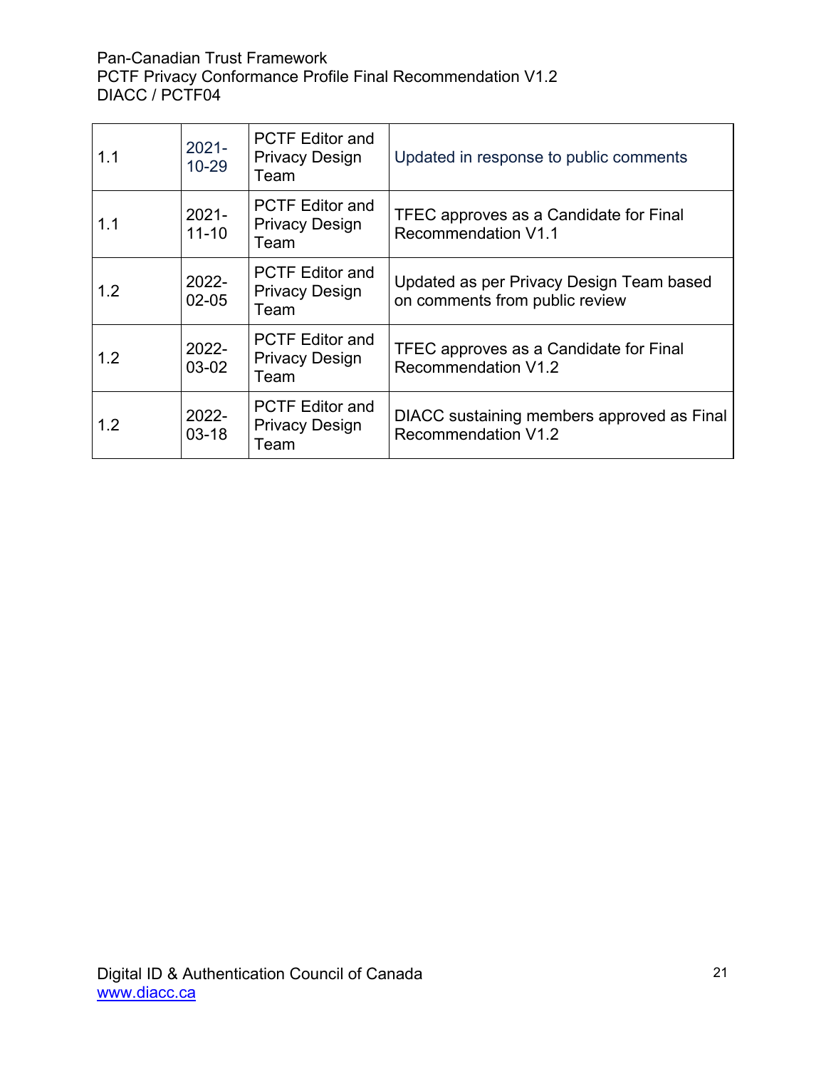| | | | |
|---|---|---|---|
| 1.1 | 2021-10-29 | PCTF Editor and Privacy Design Team | Updated in response to public comments |
| 1.1 | 2021-11-10 | PCTF Editor and Privacy Design Team | TFEC approves as a Candidate for Final Recommendation V1.1 |
| 1.2 | 2022-02-05 | PCTF Editor and Privacy Design Team | Updated as per Privacy Design Team based on comments from public review |
| 1.2 | 2022-03-02 | PCTF Editor and Privacy Design Team | TFEC approves as a Candidate for Final Recommendation V1.2 |
| 1.2 | 2022-03-18 | PCTF Editor and Privacy Design Team | DIACC sustaining members approved as Final Recommendation V1.2 |